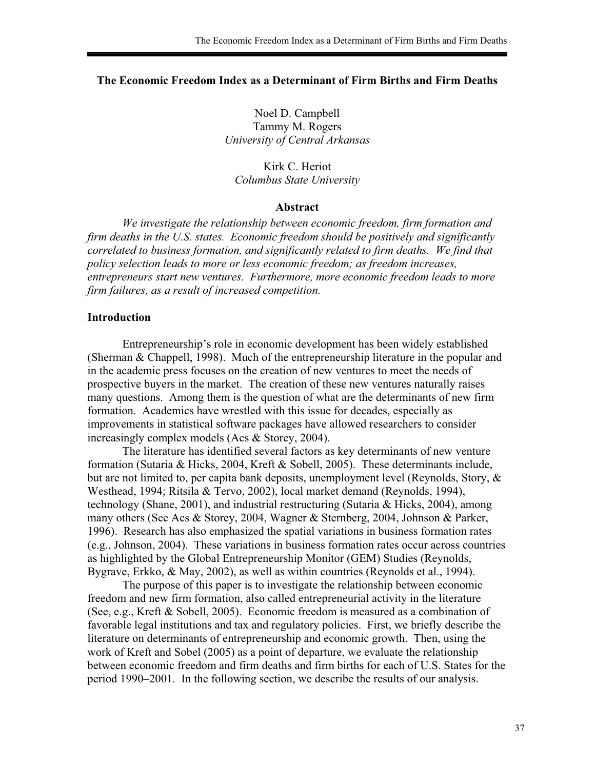# The Economic Freedom Index as a Determinant of Firm Births and Firm Deaths

Noel D. Campbell
Tammy M. Rogers
*University of Central Arkansas*

Kirk C. Heriot
*Columbus State University*

## Abstract

*We investigate the relationship between economic freedom, firm formation and firm deaths in the U.S. states. Economic freedom should be positively and significantly correlated to business formation, and significantly related to firm deaths. We find that policy selection leads to more or less economic freedom; as freedom increases, entrepreneurs start new ventures. Furthermore, more economic freedom leads to more firm failures, as a result of increased competition.*

## Introduction

Entrepreneurship's role in economic development has been widely established (Sherman & Chappell, 1998). Much of the entrepreneurship literature in the popular and in the academic press focuses on the creation of new ventures to meet the needs of prospective buyers in the market. The creation of these new ventures naturally raises many questions. Among them is the question of what are the determinants of new firm formation. Academics have wrestled with this issue for decades, especially as improvements in statistical software packages have allowed researchers to consider increasingly complex models (Acs & Storey, 2004).

The literature has identified several factors as key determinants of new venture formation (Sutaria & Hicks, 2004, Kreft & Sobell, 2005). These determinants include, but are not limited to, per capita bank deposits, unemployment level (Reynolds, Story, & Westhead, 1994; Ritsila & Tervo, 2002), local market demand (Reynolds, 1994), technology (Shane, 2001), and industrial restructuring (Sutaria & Hicks, 2004), among many others (See Acs & Storey, 2004, Wagner & Sternberg, 2004, Johnson & Parker, 1996). Research has also emphasized the spatial variations in business formation rates (e.g., Johnson, 2004). These variations in business formation rates occur across countries as highlighted by the Global Entrepreneurship Monitor (GEM) Studies (Reynolds, Bygrave, Erkko, & May, 2002), as well as within countries (Reynolds et al., 1994).

The purpose of this paper is to investigate the relationship between economic freedom and new firm formation, also called entrepreneurial activity in the literature (See, e.g., Kreft & Sobell, 2005). Economic freedom is measured as a combination of favorable legal institutions and tax and regulatory policies. First, we briefly describe the literature on determinants of entrepreneurship and economic growth. Then, using the work of Kreft and Sobel (2005) as a point of departure, we evaluate the relationship between economic freedom and firm deaths and firm births for each of U.S. States for the period 1990–2001. In the following section, we describe the results of our analysis.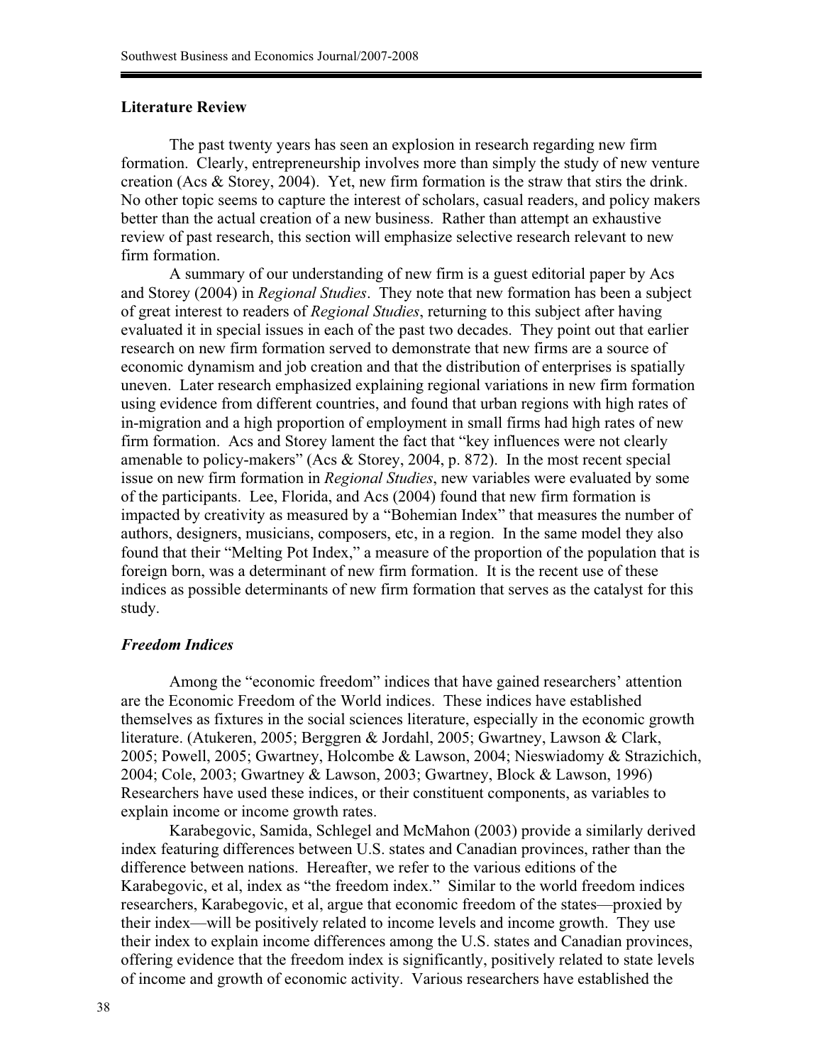## Literature Review

The past twenty years has seen an explosion in research regarding new firm formation. Clearly, entrepreneurship involves more than simply the study of new venture creation (Acs & Storey, 2004). Yet, new firm formation is the straw that stirs the drink. No other topic seems to capture the interest of scholars, casual readers, and policy makers better than the actual creation of a new business. Rather than attempt an exhaustive review of past research, this section will emphasize selective research relevant to new firm formation.

A summary of our understanding of new firm is a guest editorial paper by Acs and Storey (2004) in *Regional Studies*. They note that new formation has been a subject of great interest to readers of *Regional Studies*, returning to this subject after having evaluated it in special issues in each of the past two decades. They point out that earlier research on new firm formation served to demonstrate that new firms are a source of economic dynamism and job creation and that the distribution of enterprises is spatially uneven. Later research emphasized explaining regional variations in new firm formation using evidence from different countries, and found that urban regions with high rates of in-migration and a high proportion of employment in small firms had high rates of new firm formation. Acs and Storey lament the fact that "key influences were not clearly amenable to policy-makers" (Acs & Storey, 2004, p. 872). In the most recent special issue on new firm formation in *Regional Studies*, new variables were evaluated by some of the participants. Lee, Florida, and Acs (2004) found that new firm formation is impacted by creativity as measured by a "Bohemian Index" that measures the number of authors, designers, musicians, composers, etc, in a region. In the same model they also found that their "Melting Pot Index," a measure of the proportion of the population that is foreign born, was a determinant of new firm formation. It is the recent use of these indices as possible determinants of new firm formation that serves as the catalyst for this study.

### *Freedom Indices*

Among the "economic freedom" indices that have gained researchers' attention are the Economic Freedom of the World indices. These indices have established themselves as fixtures in the social sciences literature, especially in the economic growth literature. (Atukeren, 2005; Berggren & Jordahl, 2005; Gwartney, Lawson & Clark, 2005; Powell, 2005; Gwartney, Holcombe & Lawson, 2004; Nieswiadomy & Strazichich, 2004; Cole, 2003; Gwartney & Lawson, 2003; Gwartney, Block & Lawson, 1996) Researchers have used these indices, or their constituent components, as variables to explain income or income growth rates.

Karabegovic, Samida, Schlegel and McMahon (2003) provide a similarly derived index featuring differences between U.S. states and Canadian provinces, rather than the difference between nations. Hereafter, we refer to the various editions of the Karabegovic, et al, index as "the freedom index." Similar to the world freedom indices researchers, Karabegovic, et al, argue that economic freedom of the states—proxied by their index—will be positively related to income levels and income growth. They use their index to explain income differences among the U.S. states and Canadian provinces, offering evidence that the freedom index is significantly, positively related to state levels of income and growth of economic activity. Various researchers have established the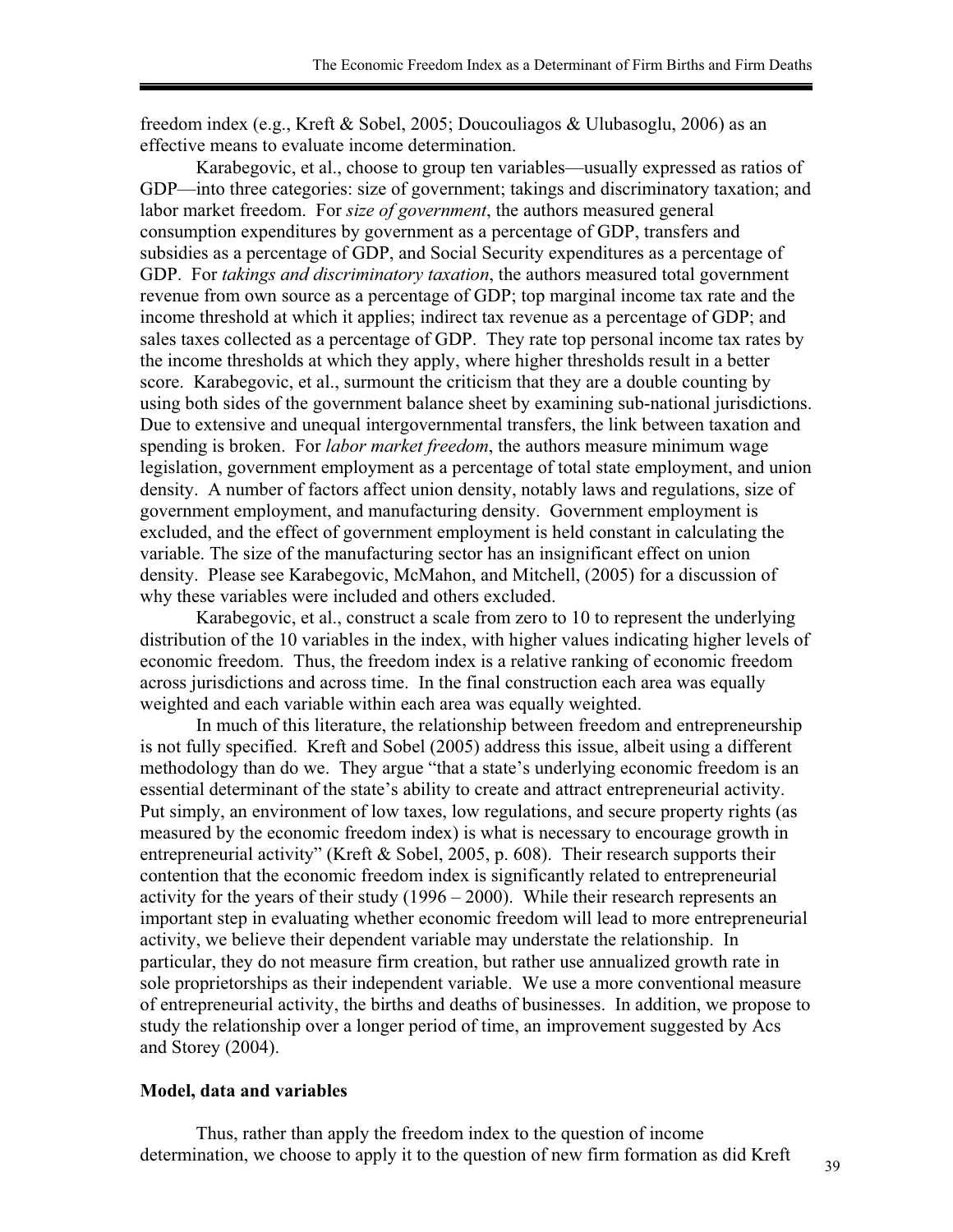freedom index (e.g., Kreft & Sobel, 2005; Doucouliagos & Ulubasoglu, 2006) as an effective means to evaluate income determination.

Karabegovic, et al., choose to group ten variables—usually expressed as ratios of GDP—into three categories: size of government; takings and discriminatory taxation; and labor market freedom. For *size of government*, the authors measured general consumption expenditures by government as a percentage of GDP, transfers and subsidies as a percentage of GDP, and Social Security expenditures as a percentage of GDP. For *takings and discriminatory taxation*, the authors measured total government revenue from own source as a percentage of GDP; top marginal income tax rate and the income threshold at which it applies; indirect tax revenue as a percentage of GDP; and sales taxes collected as a percentage of GDP. They rate top personal income tax rates by the income thresholds at which they apply, where higher thresholds result in a better score. Karabegovic, et al., surmount the criticism that they are a double counting by using both sides of the government balance sheet by examining sub-national jurisdictions. Due to extensive and unequal intergovernmental transfers, the link between taxation and spending is broken. For *labor market freedom*, the authors measure minimum wage legislation, government employment as a percentage of total state employment, and union density. A number of factors affect union density, notably laws and regulations, size of government employment, and manufacturing density. Government employment is excluded, and the effect of government employment is held constant in calculating the variable. The size of the manufacturing sector has an insignificant effect on union density. Please see Karabegovic, McMahon, and Mitchell, (2005) for a discussion of why these variables were included and others excluded.

Karabegovic, et al., construct a scale from zero to 10 to represent the underlying distribution of the 10 variables in the index, with higher values indicating higher levels of economic freedom. Thus, the freedom index is a relative ranking of economic freedom across jurisdictions and across time. In the final construction each area was equally weighted and each variable within each area was equally weighted.

In much of this literature, the relationship between freedom and entrepreneurship is not fully specified. Kreft and Sobel (2005) address this issue, albeit using a different methodology than do we. They argue "that a state's underlying economic freedom is an essential determinant of the state's ability to create and attract entrepreneurial activity. Put simply, an environment of low taxes, low regulations, and secure property rights (as measured by the economic freedom index) is what is necessary to encourage growth in entrepreneurial activity" (Kreft & Sobel, 2005, p. 608). Their research supports their contention that the economic freedom index is significantly related to entrepreneurial activity for the years of their study (1996 – 2000). While their research represents an important step in evaluating whether economic freedom will lead to more entrepreneurial activity, we believe their dependent variable may understate the relationship. In particular, they do not measure firm creation, but rather use annualized growth rate in sole proprietorships as their independent variable. We use a more conventional measure of entrepreneurial activity, the births and deaths of businesses. In addition, we propose to study the relationship over a longer period of time, an improvement suggested by Acs and Storey (2004).

## Model, data and variables

Thus, rather than apply the freedom index to the question of income determination, we choose to apply it to the question of new firm formation as did Kreft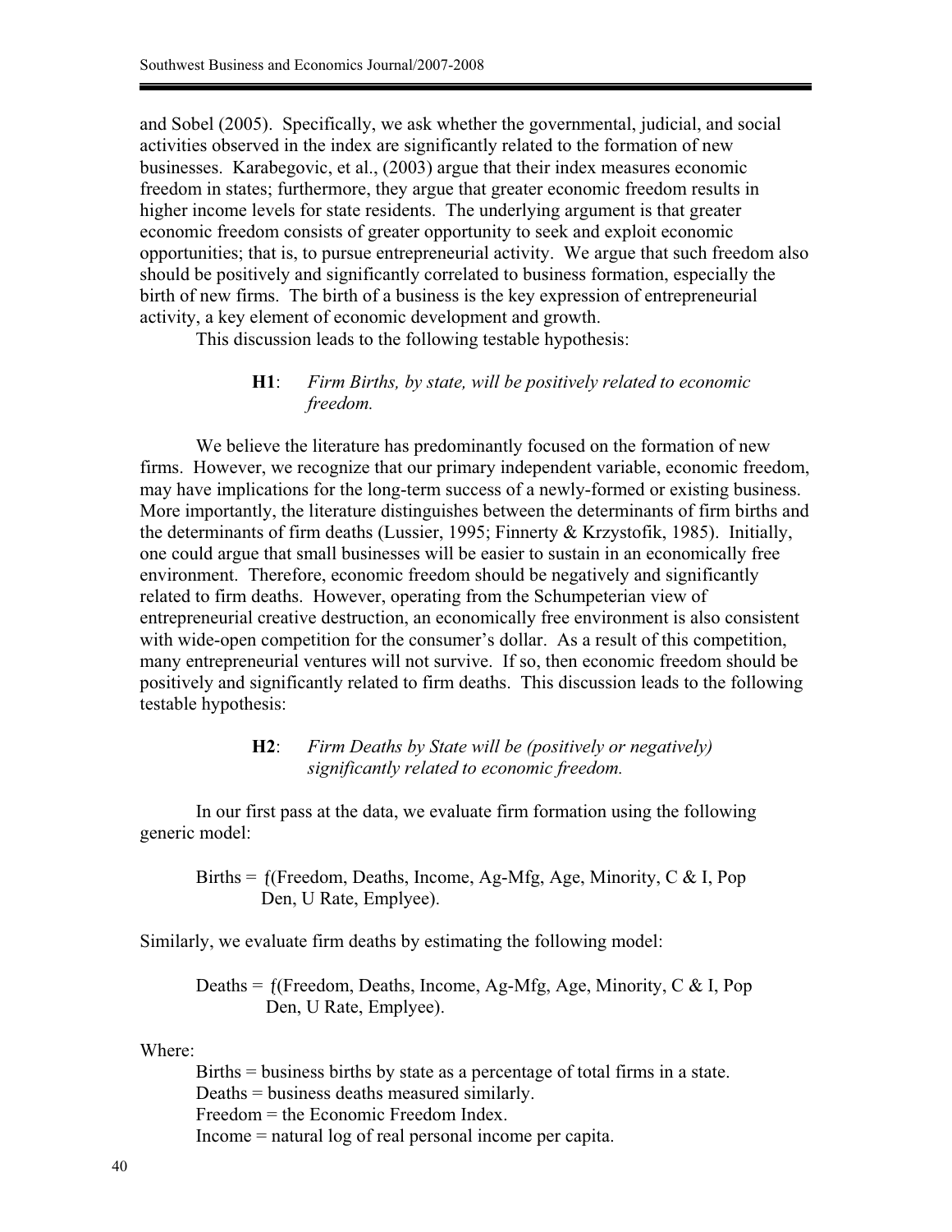and Sobel (2005). Specifically, we ask whether the governmental, judicial, and social activities observed in the index are significantly related to the formation of new businesses. Karabegovic, et al., (2003) argue that their index measures economic freedom in states; furthermore, they argue that greater economic freedom results in higher income levels for state residents. The underlying argument is that greater economic freedom consists of greater opportunity to seek and exploit economic opportunities; that is, to pursue entrepreneurial activity. We argue that such freedom also should be positively and significantly correlated to business formation, especially the birth of new firms. The birth of a business is the key expression of entrepreneurial activity, a key element of economic development and growth.

This discussion leads to the following testable hypothesis:

> **H1**: *Firm Births, by state, will be positively related to economic freedom.*

We believe the literature has predominantly focused on the formation of new firms. However, we recognize that our primary independent variable, economic freedom, may have implications for the long-term success of a newly-formed or existing business. More importantly, the literature distinguishes between the determinants of firm births and the determinants of firm deaths (Lussier, 1995; Finnerty & Krzystofik, 1985). Initially, one could argue that small businesses will be easier to sustain in an economically free environment. Therefore, economic freedom should be negatively and significantly related to firm deaths. However, operating from the Schumpeterian view of entrepreneurial creative destruction, an economically free environment is also consistent with wide-open competition for the consumer's dollar. As a result of this competition, many entrepreneurial ventures will not survive. If so, then economic freedom should be positively and significantly related to firm deaths. This discussion leads to the following testable hypothesis:

> **H2**: *Firm Deaths by State will be (positively or negatively) significantly related to economic freedom.*

In our first pass at the data, we evaluate firm formation using the following generic model:

> Births = ƒ(Freedom, Deaths, Income, Ag-Mfg, Age, Minority, C & I, Pop Den, U Rate, Emplyee).

Similarly, we evaluate firm deaths by estimating the following model:

> Deaths = ƒ(Freedom, Deaths, Income, Ag-Mfg, Age, Minority, C & I, Pop Den, U Rate, Emplyee).

Where:

Births = business births by state as a percentage of total firms in a state.  
Deaths = business deaths measured similarly.  
Freedom = the Economic Freedom Index.  
Income = natural log of real personal income per capita.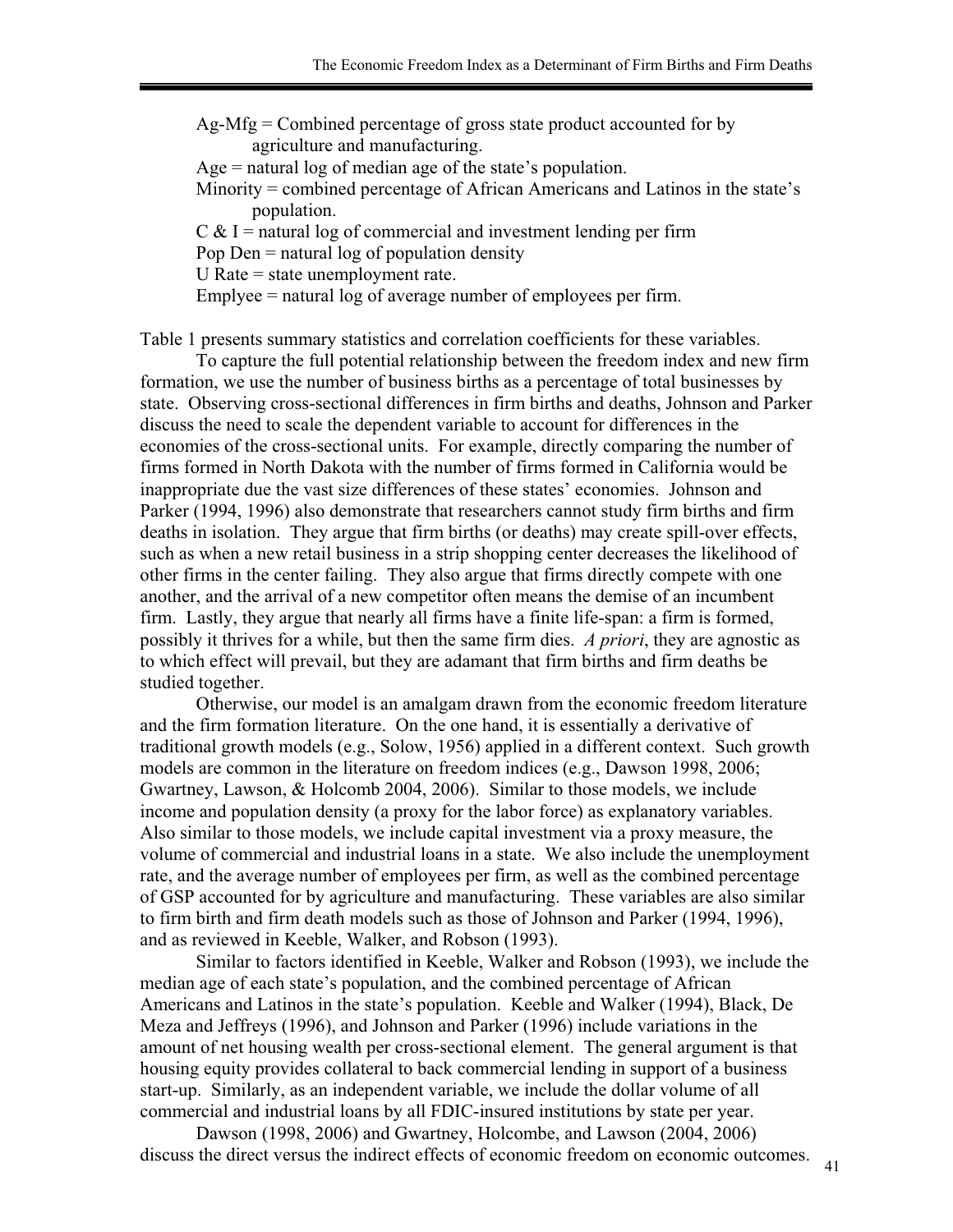Ag-Mfg = Combined percentage of gross state product accounted for by agriculture and manufacturing.

Age = natural log of median age of the state's population.

Minority = combined percentage of African Americans and Latinos in the state's population.

C & I = natural log of commercial and investment lending per firm

Pop Den = natural log of population density

U Rate = state unemployment rate.

Emplyee = natural log of average number of employees per firm.

Table 1 presents summary statistics and correlation coefficients for these variables.

To capture the full potential relationship between the freedom index and new firm formation, we use the number of business births as a percentage of total businesses by state. Observing cross-sectional differences in firm births and deaths, Johnson and Parker discuss the need to scale the dependent variable to account for differences in the economies of the cross-sectional units. For example, directly comparing the number of firms formed in North Dakota with the number of firms formed in California would be inappropriate due the vast size differences of these states' economies. Johnson and Parker (1994, 1996) also demonstrate that researchers cannot study firm births and firm deaths in isolation. They argue that firm births (or deaths) may create spill-over effects, such as when a new retail business in a strip shopping center decreases the likelihood of other firms in the center failing. They also argue that firms directly compete with one another, and the arrival of a new competitor often means the demise of an incumbent firm. Lastly, they argue that nearly all firms have a finite life-span: a firm is formed, possibly it thrives for a while, but then the same firm dies. *A priori*, they are agnostic as to which effect will prevail, but they are adamant that firm births and firm deaths be studied together.

Otherwise, our model is an amalgam drawn from the economic freedom literature and the firm formation literature. On the one hand, it is essentially a derivative of traditional growth models (e.g., Solow, 1956) applied in a different context. Such growth models are common in the literature on freedom indices (e.g., Dawson 1998, 2006; Gwartney, Lawson, & Holcomb 2004, 2006). Similar to those models, we include income and population density (a proxy for the labor force) as explanatory variables. Also similar to those models, we include capital investment via a proxy measure, the volume of commercial and industrial loans in a state. We also include the unemployment rate, and the average number of employees per firm, as well as the combined percentage of GSP accounted for by agriculture and manufacturing. These variables are also similar to firm birth and firm death models such as those of Johnson and Parker (1994, 1996), and as reviewed in Keeble, Walker, and Robson (1993).

Similar to factors identified in Keeble, Walker and Robson (1993), we include the median age of each state's population, and the combined percentage of African Americans and Latinos in the state's population. Keeble and Walker (1994), Black, De Meza and Jeffreys (1996), and Johnson and Parker (1996) include variations in the amount of net housing wealth per cross-sectional element. The general argument is that housing equity provides collateral to back commercial lending in support of a business start-up. Similarly, as an independent variable, we include the dollar volume of all commercial and industrial loans by all FDIC-insured institutions by state per year.

Dawson (1998, 2006) and Gwartney, Holcombe, and Lawson (2004, 2006) discuss the direct versus the indirect effects of economic freedom on economic outcomes.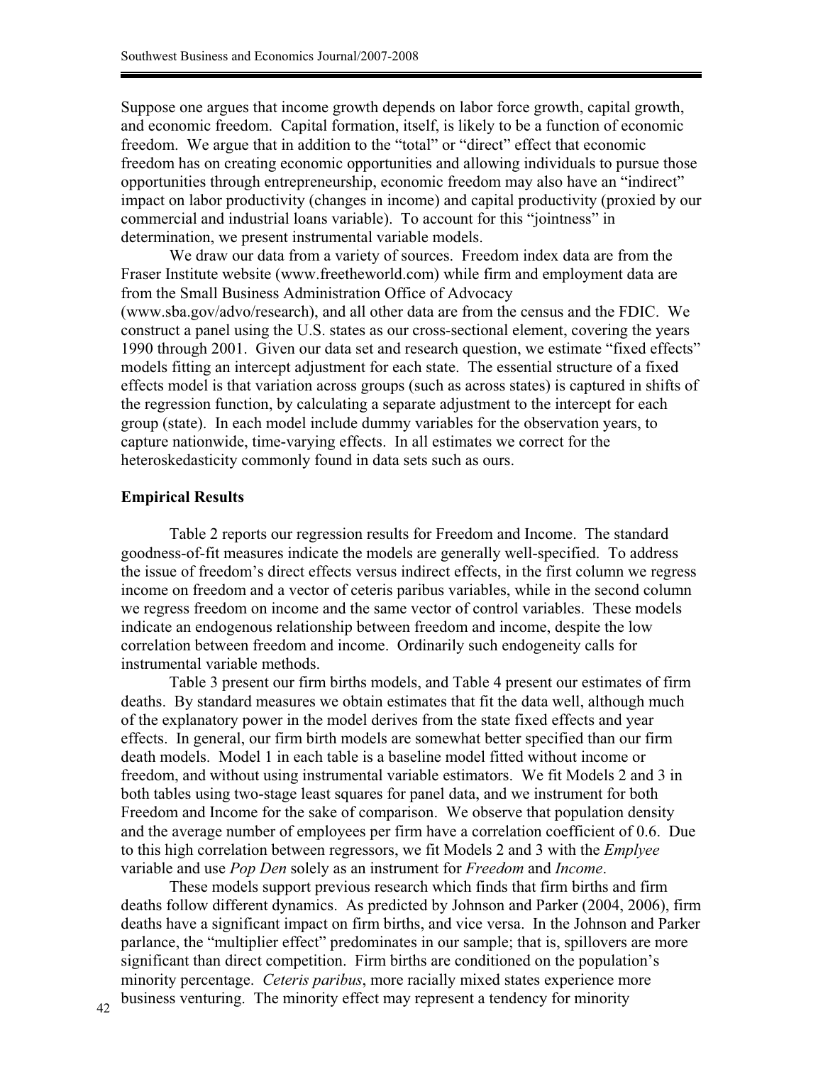Suppose one argues that income growth depends on labor force growth, capital growth, and economic freedom. Capital formation, itself, is likely to be a function of economic freedom. We argue that in addition to the "total" or "direct" effect that economic freedom has on creating economic opportunities and allowing individuals to pursue those opportunities through entrepreneurship, economic freedom may also have an "indirect" impact on labor productivity (changes in income) and capital productivity (proxied by our commercial and industrial loans variable). To account for this "jointness" in determination, we present instrumental variable models.

We draw our data from a variety of sources. Freedom index data are from the Fraser Institute website (www.freetheworld.com) while firm and employment data are from the Small Business Administration Office of Advocacy (www.sba.gov/advo/research), and all other data are from the census and the FDIC. We construct a panel using the U.S. states as our cross-sectional element, covering the years 1990 through 2001. Given our data set and research question, we estimate "fixed effects" models fitting an intercept adjustment for each state. The essential structure of a fixed effects model is that variation across groups (such as across states) is captured in shifts of the regression function, by calculating a separate adjustment to the intercept for each group (state). In each model include dummy variables for the observation years, to capture nationwide, time-varying effects. In all estimates we correct for the heteroskedasticity commonly found in data sets such as ours.

## Empirical Results

Table 2 reports our regression results for Freedom and Income. The standard goodness-of-fit measures indicate the models are generally well-specified. To address the issue of freedom's direct effects versus indirect effects, in the first column we regress income on freedom and a vector of ceteris paribus variables, while in the second column we regress freedom on income and the same vector of control variables. These models indicate an endogenous relationship between freedom and income, despite the low correlation between freedom and income. Ordinarily such endogeneity calls for instrumental variable methods.

Table 3 present our firm births models, and Table 4 present our estimates of firm deaths. By standard measures we obtain estimates that fit the data well, although much of the explanatory power in the model derives from the state fixed effects and year effects. In general, our firm birth models are somewhat better specified than our firm death models. Model 1 in each table is a baseline model fitted without income or freedom, and without using instrumental variable estimators. We fit Models 2 and 3 in both tables using two-stage least squares for panel data, and we instrument for both Freedom and Income for the sake of comparison. We observe that population density and the average number of employees per firm have a correlation coefficient of 0.6. Due to this high correlation between regressors, we fit Models 2 and 3 with the *Emplyee* variable and use *Pop Den* solely as an instrument for *Freedom* and *Income*.

These models support previous research which finds that firm births and firm deaths follow different dynamics. As predicted by Johnson and Parker (2004, 2006), firm deaths have a significant impact on firm births, and vice versa. In the Johnson and Parker parlance, the "multiplier effect" predominates in our sample; that is, spillovers are more significant than direct competition. Firm births are conditioned on the population's minority percentage. *Ceteris paribus*, more racially mixed states experience more business venturing. The minority effect may represent a tendency for minority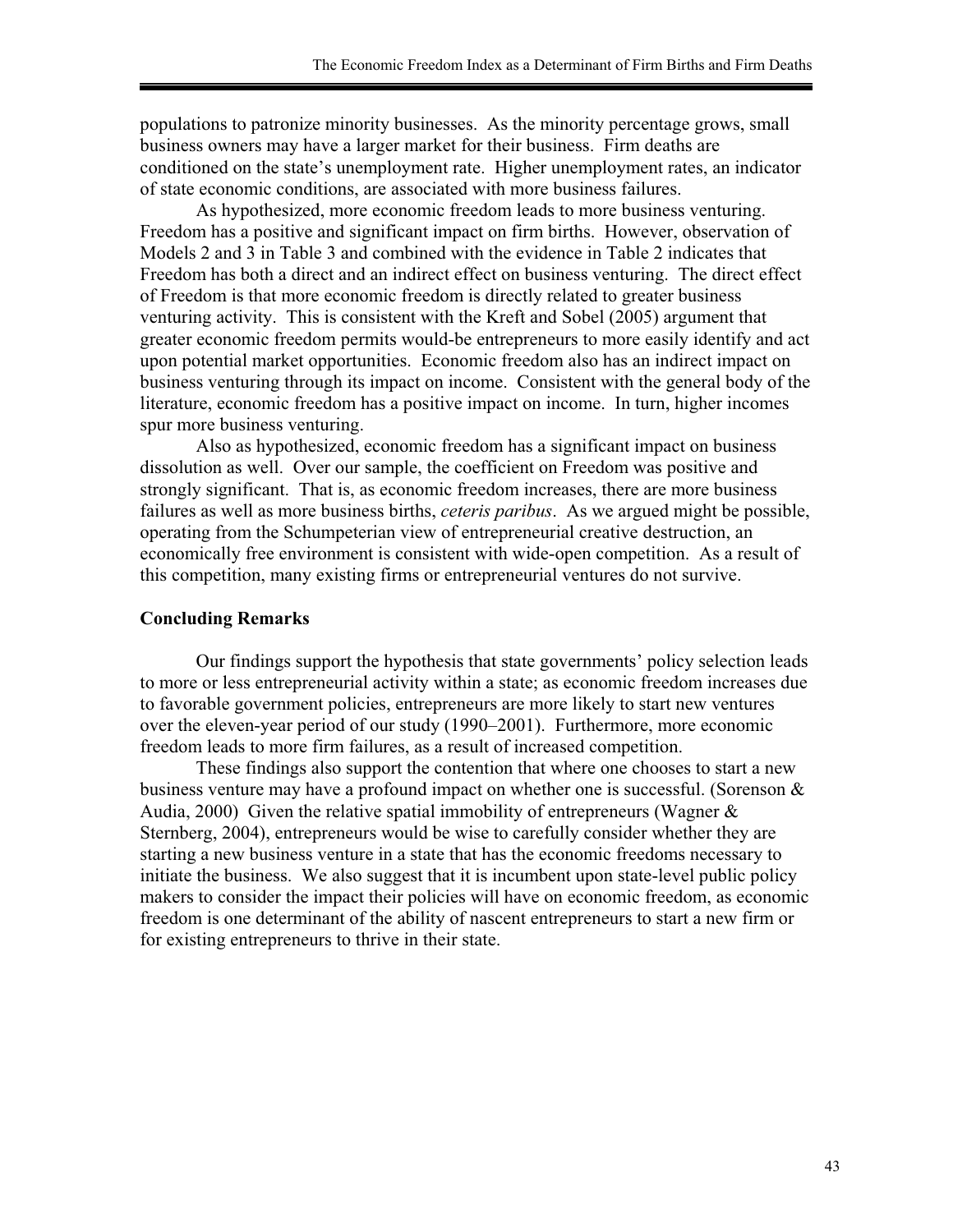populations to patronize minority businesses. As the minority percentage grows, small business owners may have a larger market for their business. Firm deaths are conditioned on the state's unemployment rate. Higher unemployment rates, an indicator of state economic conditions, are associated with more business failures.

As hypothesized, more economic freedom leads to more business venturing. Freedom has a positive and significant impact on firm births. However, observation of Models 2 and 3 in Table 3 and combined with the evidence in Table 2 indicates that Freedom has both a direct and an indirect effect on business venturing. The direct effect of Freedom is that more economic freedom is directly related to greater business venturing activity. This is consistent with the Kreft and Sobel (2005) argument that greater economic freedom permits would-be entrepreneurs to more easily identify and act upon potential market opportunities. Economic freedom also has an indirect impact on business venturing through its impact on income. Consistent with the general body of the literature, economic freedom has a positive impact on income. In turn, higher incomes spur more business venturing.

Also as hypothesized, economic freedom has a significant impact on business dissolution as well. Over our sample, the coefficient on Freedom was positive and strongly significant. That is, as economic freedom increases, there are more business failures as well as more business births, *ceteris paribus*. As we argued might be possible, operating from the Schumpeterian view of entrepreneurial creative destruction, an economically free environment is consistent with wide-open competition. As a result of this competition, many existing firms or entrepreneurial ventures do not survive.

## Concluding Remarks

Our findings support the hypothesis that state governments' policy selection leads to more or less entrepreneurial activity within a state; as economic freedom increases due to favorable government policies, entrepreneurs are more likely to start new ventures over the eleven-year period of our study (1990–2001). Furthermore, more economic freedom leads to more firm failures, as a result of increased competition.

These findings also support the contention that where one chooses to start a new business venture may have a profound impact on whether one is successful. (Sorenson & Audia, 2000) Given the relative spatial immobility of entrepreneurs (Wagner & Sternberg, 2004), entrepreneurs would be wise to carefully consider whether they are starting a new business venture in a state that has the economic freedoms necessary to initiate the business. We also suggest that it is incumbent upon state-level public policy makers to consider the impact their policies will have on economic freedom, as economic freedom is one determinant of the ability of nascent entrepreneurs to start a new firm or for existing entrepreneurs to thrive in their state.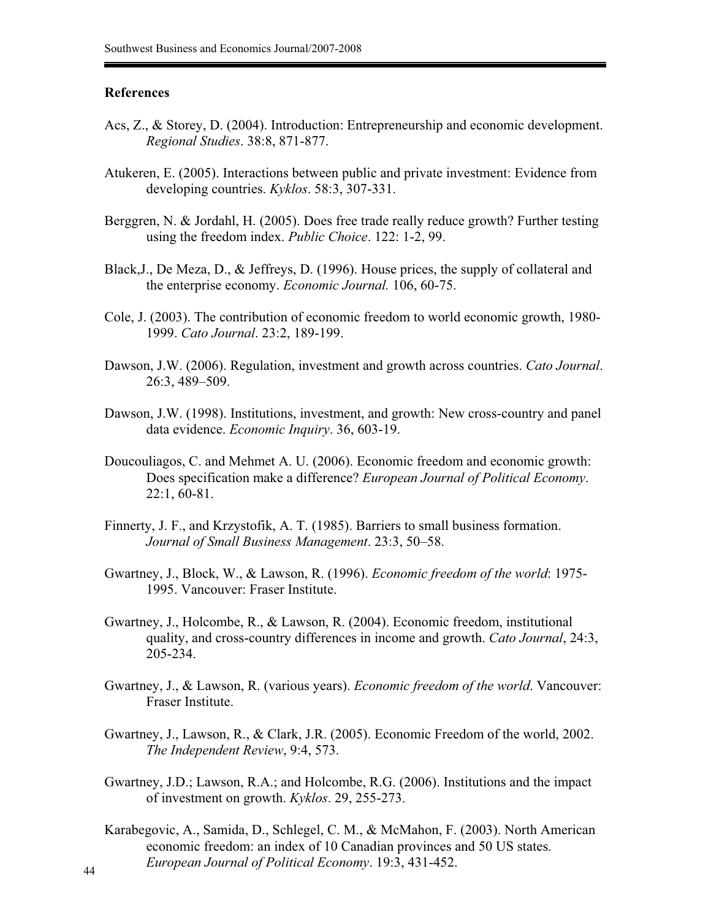## References

Acs, Z., & Storey, D. (2004). Introduction: Entrepreneurship and economic development. *Regional Studies*. 38:8, 871-877.

Atukeren, E. (2005). Interactions between public and private investment: Evidence from developing countries. *Kyklos*. 58:3, 307-331.

Berggren, N. & Jordahl, H. (2005). Does free trade really reduce growth? Further testing using the freedom index. *Public Choice*. 122: 1-2, 99.

Black,J., De Meza, D., & Jeffreys, D. (1996). House prices, the supply of collateral and the enterprise economy. *Economic Journal.* 106, 60-75.

Cole, J. (2003). The contribution of economic freedom to world economic growth, 1980-1999. *Cato Journal*. 23:2, 189-199.

Dawson, J.W. (2006). Regulation, investment and growth across countries. *Cato Journal*. 26:3, 489–509.

Dawson, J.W. (1998). Institutions, investment, and growth: New cross-country and panel data evidence. *Economic Inquiry*. 36, 603-19.

Doucouliagos, C. and Mehmet A. U. (2006). Economic freedom and economic growth: Does specification make a difference? *European Journal of Political Economy*. 22:1, 60-81.

Finnerty, J. F., and Krzystofik, A. T. (1985). Barriers to small business formation. *Journal of Small Business Management*. 23:3, 50–58.

Gwartney, J., Block, W., & Lawson, R. (1996). *Economic freedom of the world*: 1975-1995. Vancouver: Fraser Institute.

Gwartney, J., Holcombe, R., & Lawson, R. (2004). Economic freedom, institutional quality, and cross-country differences in income and growth. *Cato Journal*, 24:3, 205-234.

Gwartney, J., & Lawson, R. (various years). *Economic freedom of the world*. Vancouver: Fraser Institute.

Gwartney, J., Lawson, R., & Clark, J.R. (2005). Economic Freedom of the world, 2002. *The Independent Review*, 9:4, 573.

Gwartney, J.D.; Lawson, R.A.; and Holcombe, R.G. (2006). Institutions and the impact of investment on growth. *Kyklos*. 29, 255-273.

Karabegovic, A., Samida, D., Schlegel, C. M., & McMahon, F. (2003). North American economic freedom: an index of 10 Canadian provinces and 50 US states. *European Journal of Political Economy*. 19:3, 431-452.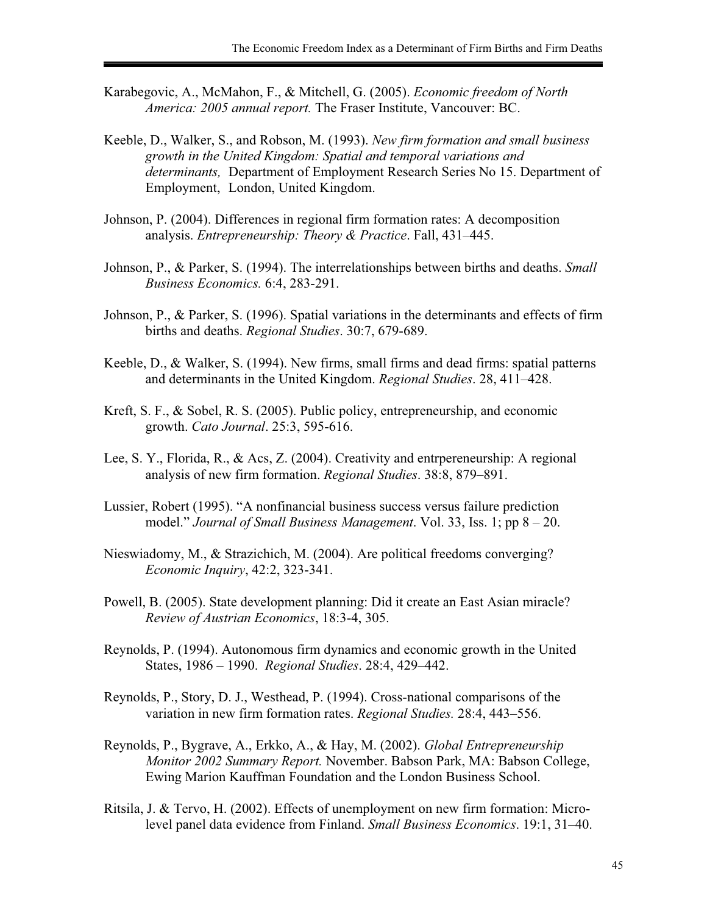Karabegovic, A., McMahon, F., & Mitchell, G. (2005). *Economic freedom of North America: 2005 annual report.* The Fraser Institute, Vancouver: BC.

Keeble, D., Walker, S., and Robson, M. (1993). *New firm formation and small business growth in the United Kingdom: Spatial and temporal variations and determinants,* Department of Employment Research Series No 15. Department of Employment, London, United Kingdom.

Johnson, P. (2004). Differences in regional firm formation rates: A decomposition analysis. *Entrepreneurship: Theory & Practice*. Fall, 431–445.

Johnson, P., & Parker, S. (1994). The interrelationships between births and deaths. *Small Business Economics.* 6:4, 283-291.

Johnson, P., & Parker, S. (1996). Spatial variations in the determinants and effects of firm births and deaths. *Regional Studies*. 30:7, 679-689.

Keeble, D., & Walker, S. (1994). New firms, small firms and dead firms: spatial patterns and determinants in the United Kingdom. *Regional Studies*. 28, 411–428.

Kreft, S. F., & Sobel, R. S. (2005). Public policy, entrepreneurship, and economic growth. *Cato Journal*. 25:3, 595-616.

Lee, S. Y., Florida, R., & Acs, Z. (2004). Creativity and entrpereneurship: A regional analysis of new firm formation. *Regional Studies*. 38:8, 879–891.

Lussier, Robert (1995). "A nonfinancial business success versus failure prediction model." *Journal of Small Business Management*. Vol. 33, Iss. 1; pp 8 – 20.

Nieswiadomy, M., & Strazichich, M. (2004). Are political freedoms converging? *Economic Inquiry*, 42:2, 323-341.

Powell, B. (2005). State development planning: Did it create an East Asian miracle? *Review of Austrian Economics*, 18:3-4, 305.

Reynolds, P. (1994). Autonomous firm dynamics and economic growth in the United States, 1986 – 1990. *Regional Studies*. 28:4, 429–442.

Reynolds, P., Story, D. J., Westhead, P. (1994). Cross-national comparisons of the variation in new firm formation rates. *Regional Studies.* 28:4, 443–556.

Reynolds, P., Bygrave, A., Erkko, A., & Hay, M. (2002). *Global Entrepreneurship Monitor 2002 Summary Report.* November. Babson Park, MA: Babson College, Ewing Marion Kauffman Foundation and the London Business School.

Ritsila, J. & Tervo, H. (2002). Effects of unemployment on new firm formation: Micro-level panel data evidence from Finland. *Small Business Economics*. 19:1, 31–40.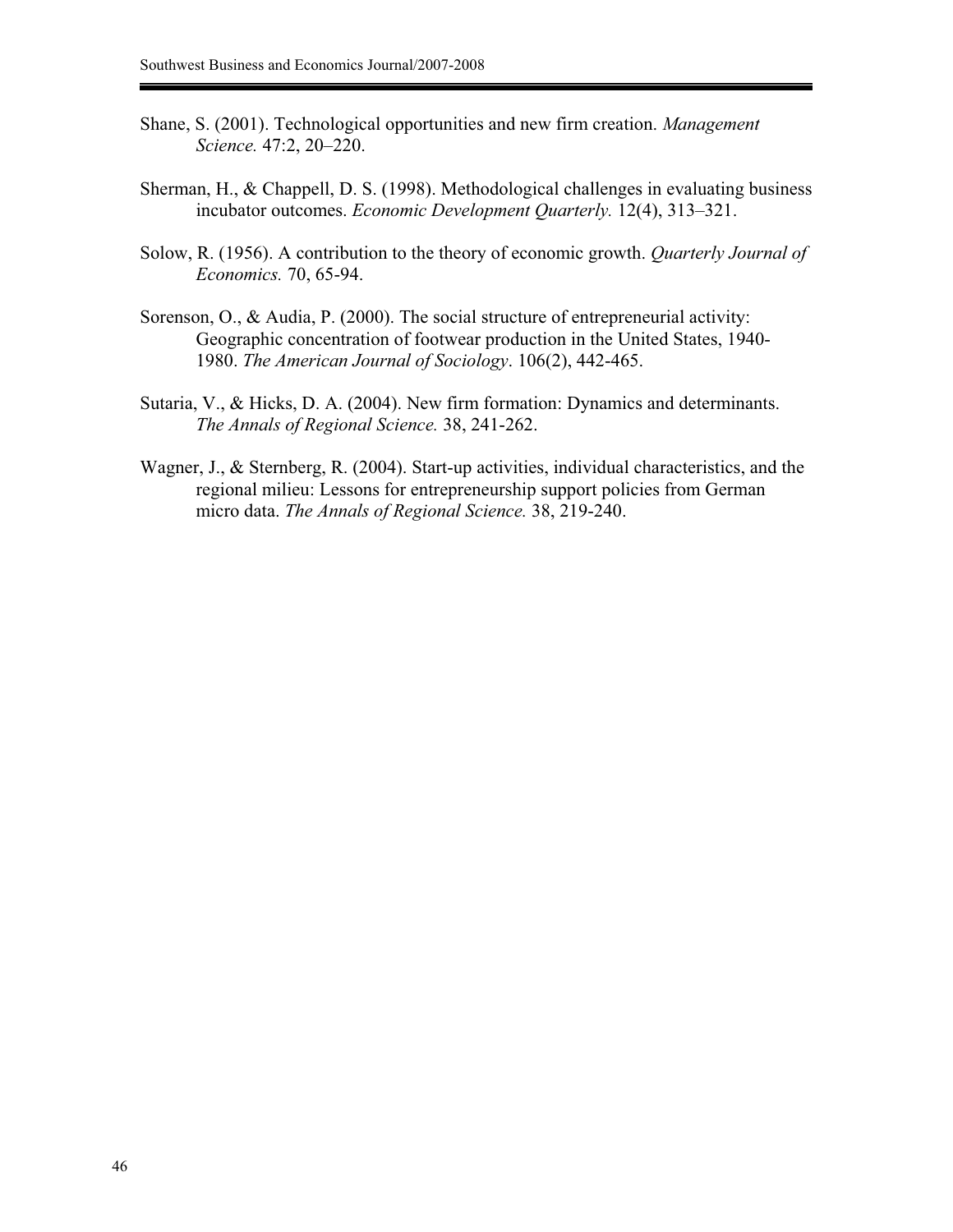Shane, S. (2001). Technological opportunities and new firm creation. *Management Science.* 47:2, 20–220.

Sherman, H., & Chappell, D. S. (1998). Methodological challenges in evaluating business incubator outcomes. *Economic Development Quarterly.* 12(4), 313–321.

Solow, R. (1956). A contribution to the theory of economic growth. *Quarterly Journal of Economics.* 70, 65-94.

Sorenson, O., & Audia, P. (2000). The social structure of entrepreneurial activity: Geographic concentration of footwear production in the United States, 1940-1980. *The American Journal of Sociology*. 106(2), 442-465.

Sutaria, V., & Hicks, D. A. (2004). New firm formation: Dynamics and determinants. *The Annals of Regional Science.* 38, 241-262.

Wagner, J., & Sternberg, R. (2004). Start-up activities, individual characteristics, and the regional milieu: Lessons for entrepreneurship support policies from German micro data. *The Annals of Regional Science.* 38, 219-240.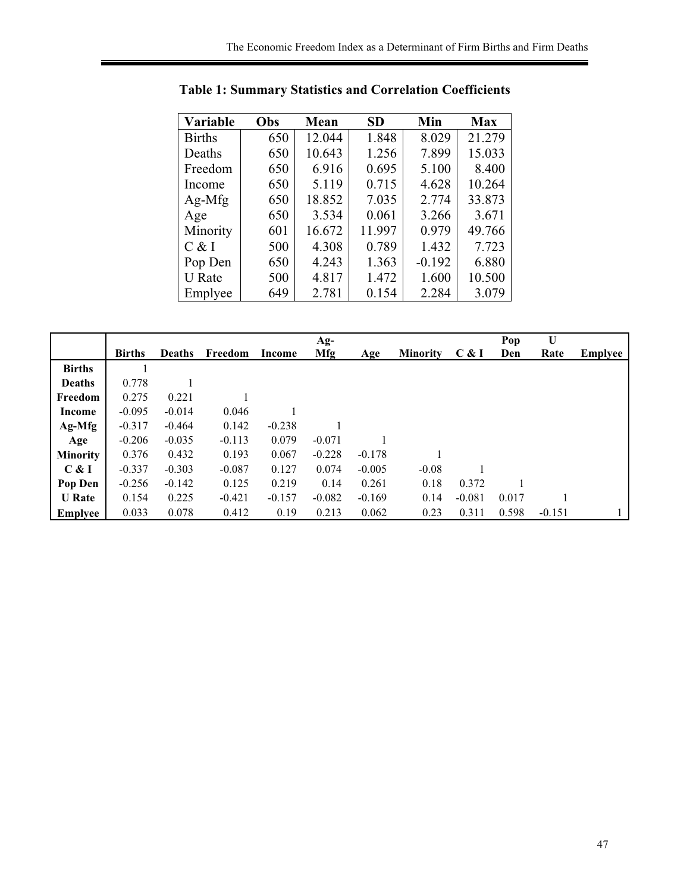**Table 1: Summary Statistics and Correlation Coefficients**

| Variable | Obs | Mean | SD | Min | Max |
|---|---|---|---|---|---|
| Births | 650 | 12.044 | 1.848 | 8.029 | 21.279 |
| Deaths | 650 | 10.643 | 1.256 | 7.899 | 15.033 |
| Freedom | 650 | 6.916 | 0.695 | 5.100 | 8.400 |
| Income | 650 | 5.119 | 0.715 | 4.628 | 10.264 |
| Ag-Mfg | 650 | 18.852 | 7.035 | 2.774 | 33.873 |
| Age | 650 | 3.534 | 0.061 | 3.266 | 3.671 |
| Minority | 601 | 16.672 | 11.997 | 0.979 | 49.766 |
| C & I | 500 | 4.308 | 0.789 | 1.432 | 7.723 |
| Pop Den | 650 | 4.243 | 1.363 | -0.192 | 6.880 |
| U Rate | 500 | 4.817 | 1.472 | 1.600 | 10.500 |
| Emplyee | 649 | 2.781 | 0.154 | 2.284 | 3.079 |

| | **Births** | **Deaths** | **Freedom** | **Income** | **Ag-Mfg** | **Age** | **Minority** | **C & I** | **Pop Den** | **U Rate** | **Emplyee** |
|---|---|---|---|---|---|---|---|---|---|---|---|
| **Births** | 1 | | | | | | | | | | |
| **Deaths** | 0.778 | 1 | | | | | | | | | |
| **Freedom** | 0.275 | 0.221 | 1 | | | | | | | | |
| **Income** | -0.095 | -0.014 | 0.046 | 1 | | | | | | | |
| **Ag-Mfg** | -0.317 | -0.464 | 0.142 | -0.238 | 1 | | | | | | |
| **Age** | -0.206 | -0.035 | -0.113 | 0.079 | -0.071 | 1 | | | | | |
| **Minority** | 0.376 | 0.432 | 0.193 | 0.067 | -0.228 | -0.178 | 1 | | | | |
| **C & I** | -0.337 | -0.303 | -0.087 | 0.127 | 0.074 | -0.005 | -0.08 | 1 | | | |
| **Pop Den** | -0.256 | -0.142 | 0.125 | 0.219 | 0.14 | 0.261 | 0.18 | 0.372 | 1 | | |
| **U Rate** | 0.154 | 0.225 | -0.421 | -0.157 | -0.082 | -0.169 | 0.14 | -0.081 | 0.017 | 1 | |
| **Emplyee** | 0.033 | 0.078 | 0.412 | 0.19 | 0.213 | 0.062 | 0.23 | 0.311 | 0.598 | -0.151 | 1 |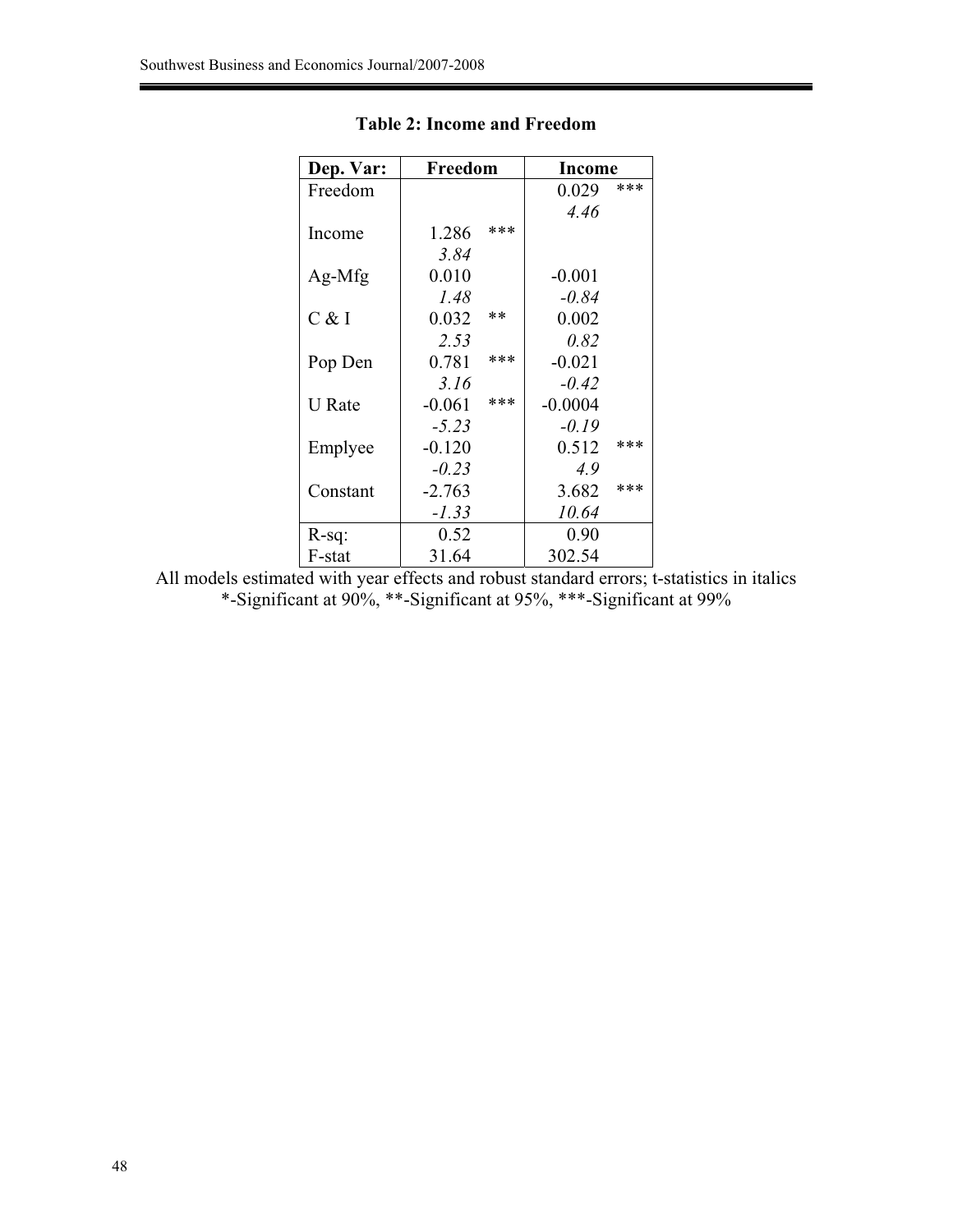**Table 2: Income and Freedom**

| Dep. Var: | Freedom | | Income | |
|---|---|---|---|---|
| Freedom | | | 0.029 | *** |
| | | | *4.46* | |
| Income | 1.286 | *** | | |
| | *3.84* | | | |
| Ag-Mfg | 0.010 | | -0.001 | |
| | *1.48* | | *-0.84* | |
| C & I | 0.032 | ** | 0.002 | |
| | *2.53* | | *0.82* | |
| Pop Den | 0.781 | *** | -0.021 | |
| | *3.16* | | *-0.42* | |
| U Rate | -0.061 | *** | -0.0004 | |
| | *-5.23* | | *-0.19* | |
| Emplyee | -0.120 | | 0.512 | *** |
| | *-0.23* | | *4.9* | |
| Constant | -2.763 | | 3.682 | *** |
| | *-1.33* | | *10.64* | |
| R-sq: | 0.52 | | 0.90 | |
| F-stat | 31.64 | | 302.54 | |

All models estimated with year effects and robust standard errors; t-statistics in italics
*-Significant at 90%, **-Significant at 95%, ***-Significant at 99%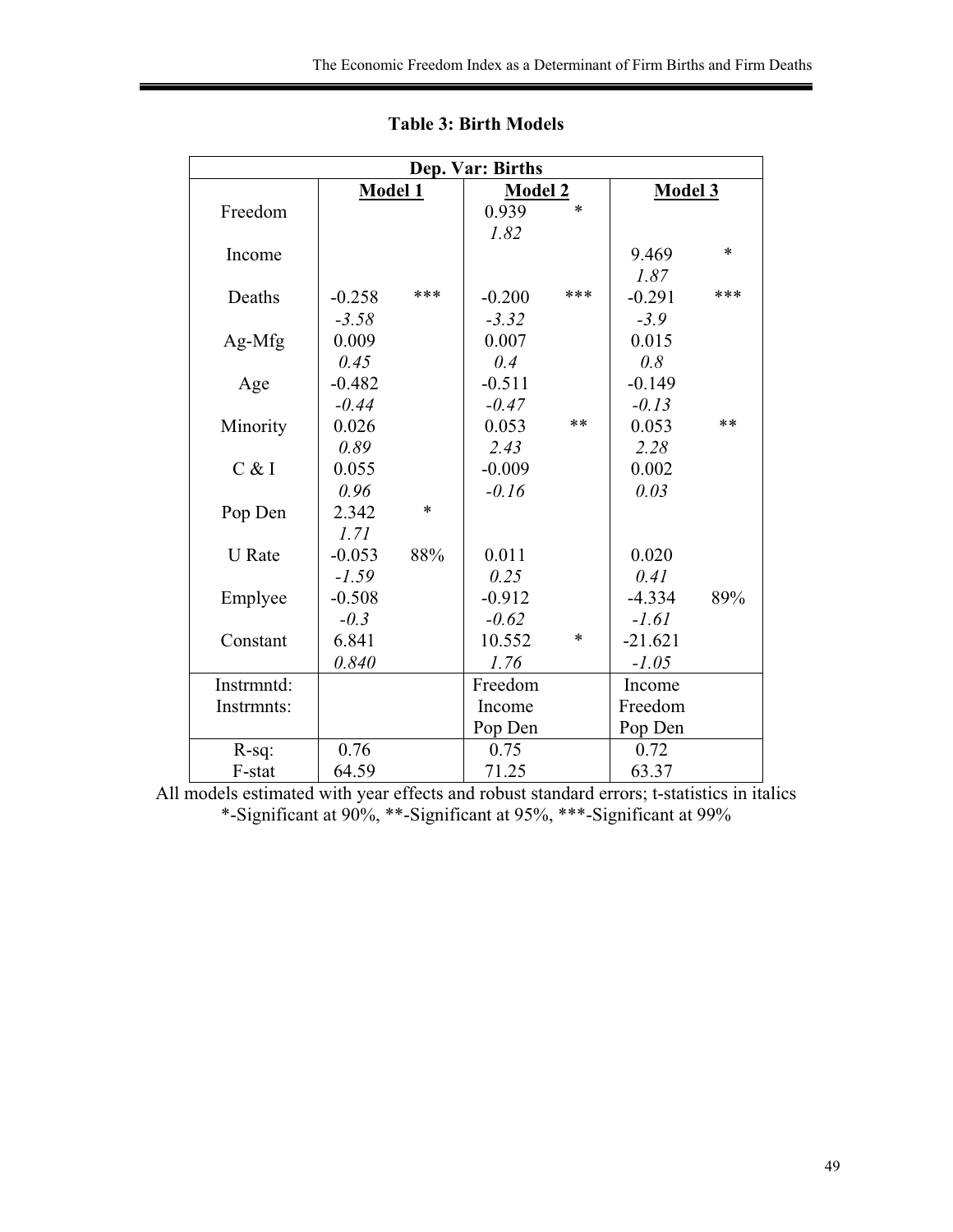**Table 3: Birth Models**

| Dep. Var: Births | | | | | | |
|---|---|---|---|---|---|---|
| | **Model 1** | | **Model 2** | | **Model 3** | |
| Freedom | | | 0.939 | * | | |
| | | | *1.82* | | | |
| Income | | | | | 9.469 | * |
| | | | | | *1.87* | |
| Deaths | -0.258 | *** | -0.200 | *** | -0.291 | *** |
| | *-3.58* | | *-3.32* | | *-3.9* | |
| Ag-Mfg | 0.009 | | 0.007 | | 0.015 | |
| | *0.45* | | *0.4* | | *0.8* | |
| Age | -0.482 | | -0.511 | | -0.149 | |
| | *-0.44* | | *-0.47* | | *-0.13* | |
| Minority | 0.026 | | 0.053 | ** | 0.053 | ** |
| | *0.89* | | *2.43* | | *2.28* | |
| C & I | 0.055 | | -0.009 | | 0.002 | |
| | *0.96* | | *-0.16* | | *0.03* | |
| Pop Den | 2.342 | * | | | | |
| | *1.71* | | | | | |
| U Rate | -0.053 | 88% | 0.011 | | 0.020 | |
| | *-1.59* | | *0.25* | | *0.41* | |
| Emplyee | -0.508 | | -0.912 | | -4.334 | 89% |
| | *-0.3* | | *-0.62* | | *-1.61* | |
| Constant | 6.841 | | 10.552 | * | -21.621 | |
| | *0.840* | | *1.76* | | *-1.05* | |
| Instrmntd: | | | Freedom | | Income | |
| Instrmnts: | | | Income | | Freedom | |
| | | | Pop Den | | Pop Den | |
| R-sq: | 0.76 | | 0.75 | | 0.72 | |
| F-stat | 64.59 | | 71.25 | | 63.37 | |

All models estimated with year effects and robust standard errors; t-statistics in italics
*-Significant at 90%, **-Significant at 95%, ***-Significant at 99%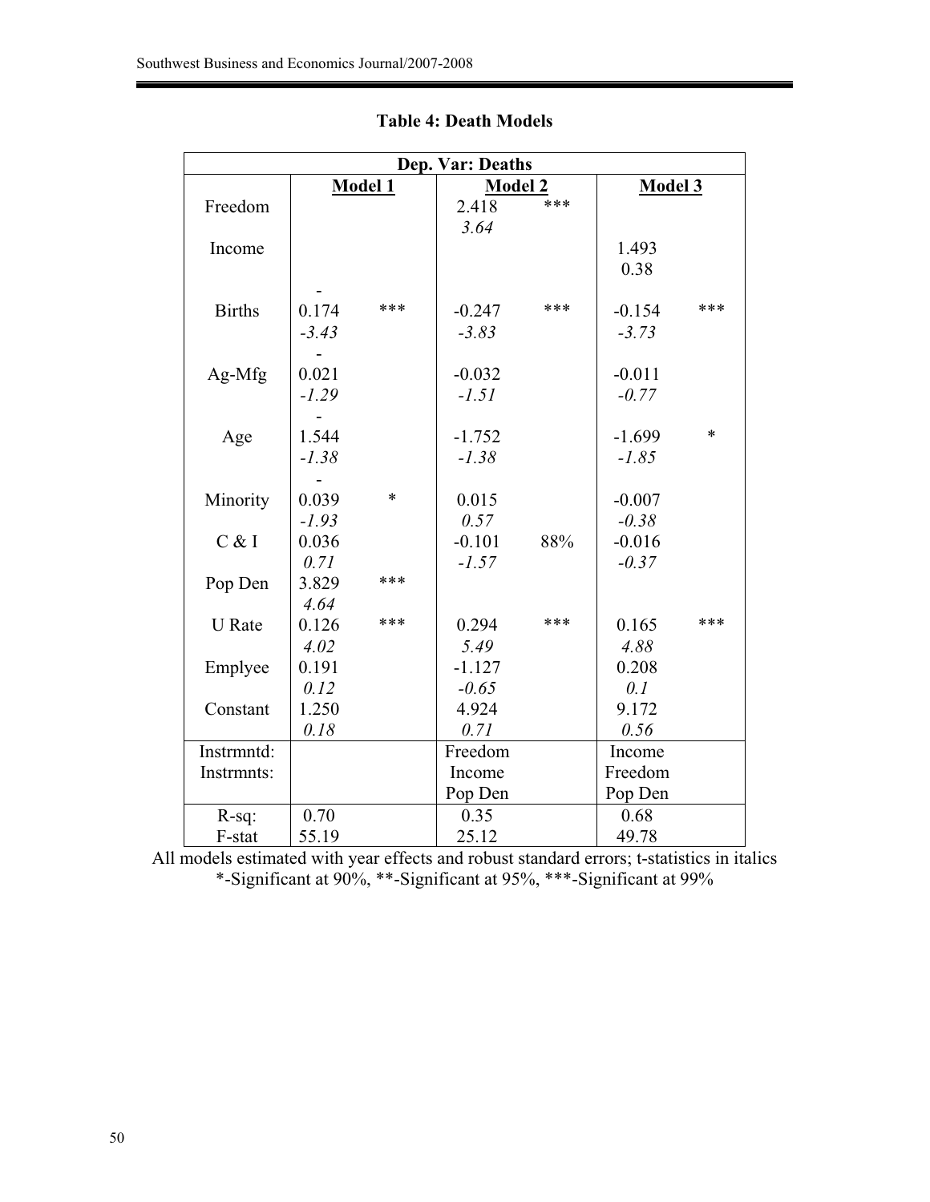**Table 4: Death Models**

| Dep. Var: Deaths | | | | | | |
|---|---|---|---|---|---|---|
| | **Model 1** | | **Model 2** | | **Model 3** | |
| Freedom | | | 2.418 | *** | | |
| | | | *3.64* | | | |
| Income | | | | | 1.493 | |
| | | | | | 0.38 | |
| Births | -0.174 | *** | -0.247 | *** | -0.154 | *** |
| | *-3.43* | | *-3.83* | | *-3.73* | |
| Ag-Mfg | -0.021 | | -0.032 | | -0.011 | |
| | *-1.29* | | *-1.51* | | *-0.77* | |
| Age | -1.544 | | -1.752 | | -1.699 | * |
| | *-1.38* | | *-1.38* | | *-1.85* | |
| Minority | -0.039 | * | 0.015 | | -0.007 | |
| | *-1.93* | | *0.57* | | *-0.38* | |
| C & I | 0.036 | | -0.101 | 88% | -0.016 | |
| | *0.71* | | *-1.57* | | *-0.37* | |
| Pop Den | 3.829 | *** | | | | |
| | *4.64* | | | | | |
| U Rate | 0.126 | *** | 0.294 | *** | 0.165 | *** |
| | *4.02* | | *5.49* | | *4.88* | |
| Emplyee | 0.191 | | -1.127 | | 0.208 | |
| | *0.12* | | *-0.65* | | *0.1* | |
| Constant | 1.250 | | 4.924 | | 9.172 | |
| | *0.18* | | *0.71* | | *0.56* | |
| Instrmntd: | | | Freedom | | Income | |
| Instrmnts: | | | Income | | Freedom | |
| | | | Pop Den | | Pop Den | |
| R-sq: | 0.70 | | 0.35 | | 0.68 | |
| F-stat | 55.19 | | 25.12 | | 49.78 | |

All models estimated with year effects and robust standard errors; t-statistics in italics
*-Significant at 90%, **-Significant at 95%, ***-Significant at 99%